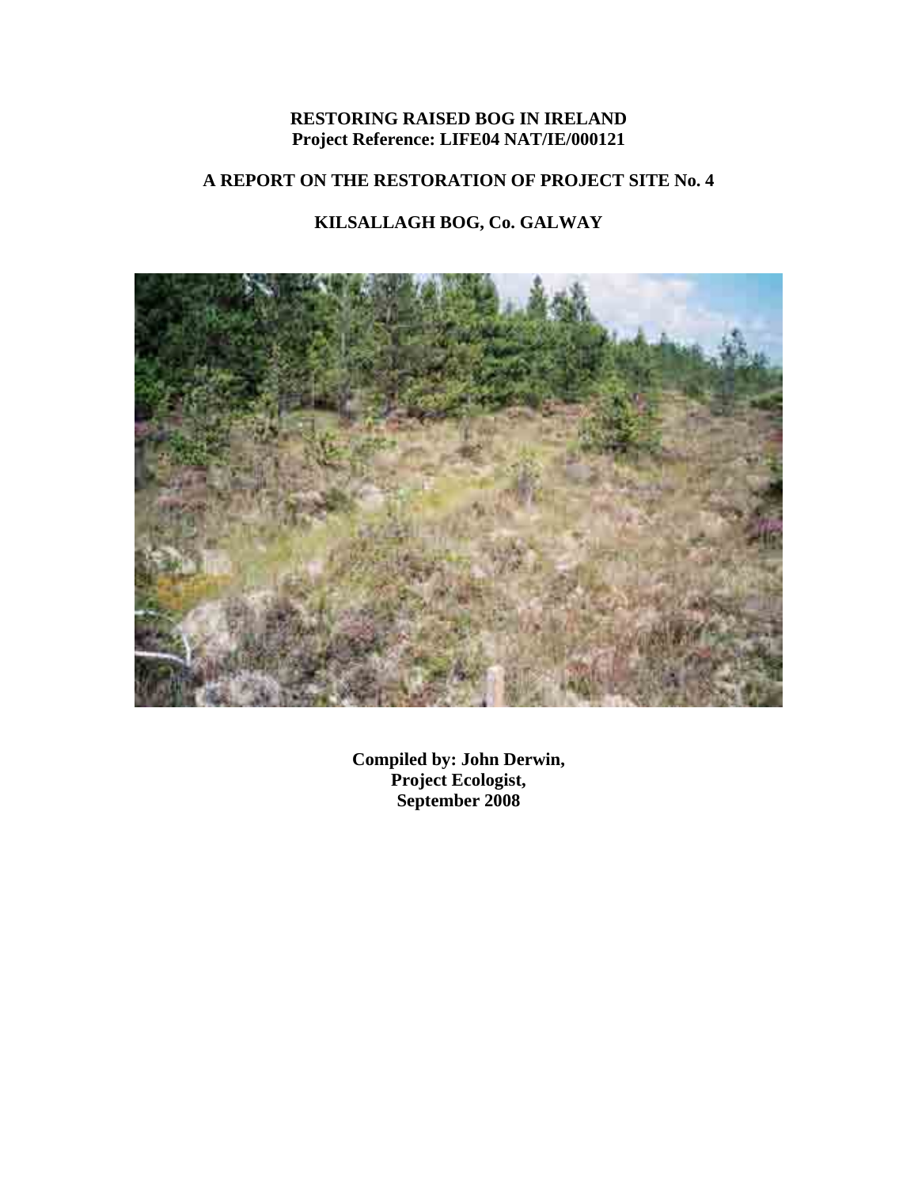# RESTORING RAISED BOG IN IRELAND

**Project Reference: LIFE04 NAT/IE/000121**

## A REPORT ON THE RESTORATION OF PROJECT SITE No. 4

## KILSALLAGH BOG, Co. GALWAY

**Compiled by: John Derwin,**
**Project Ecologist,**
**September 2008**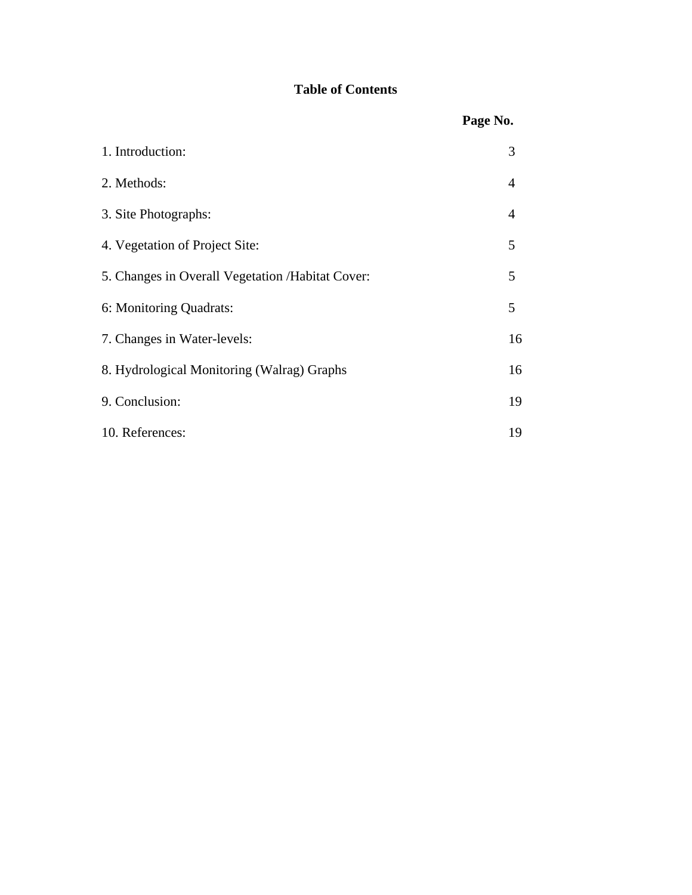**Table of Contents**

| | Page No. |
|---|---|
| 1. Introduction: | 3 |
| 2. Methods: | 4 |
| 3. Site Photographs: | 4 |
| 4. Vegetation of Project Site: | 5 |
| 5. Changes in Overall Vegetation /Habitat Cover: | 5 |
| 6: Monitoring Quadrats: | 5 |
| 7. Changes in Water-levels: | 16 |
| 8. Hydrological Monitoring (Walrag) Graphs | 16 |
| 9. Conclusion: | 19 |
| 10. References: | 19 |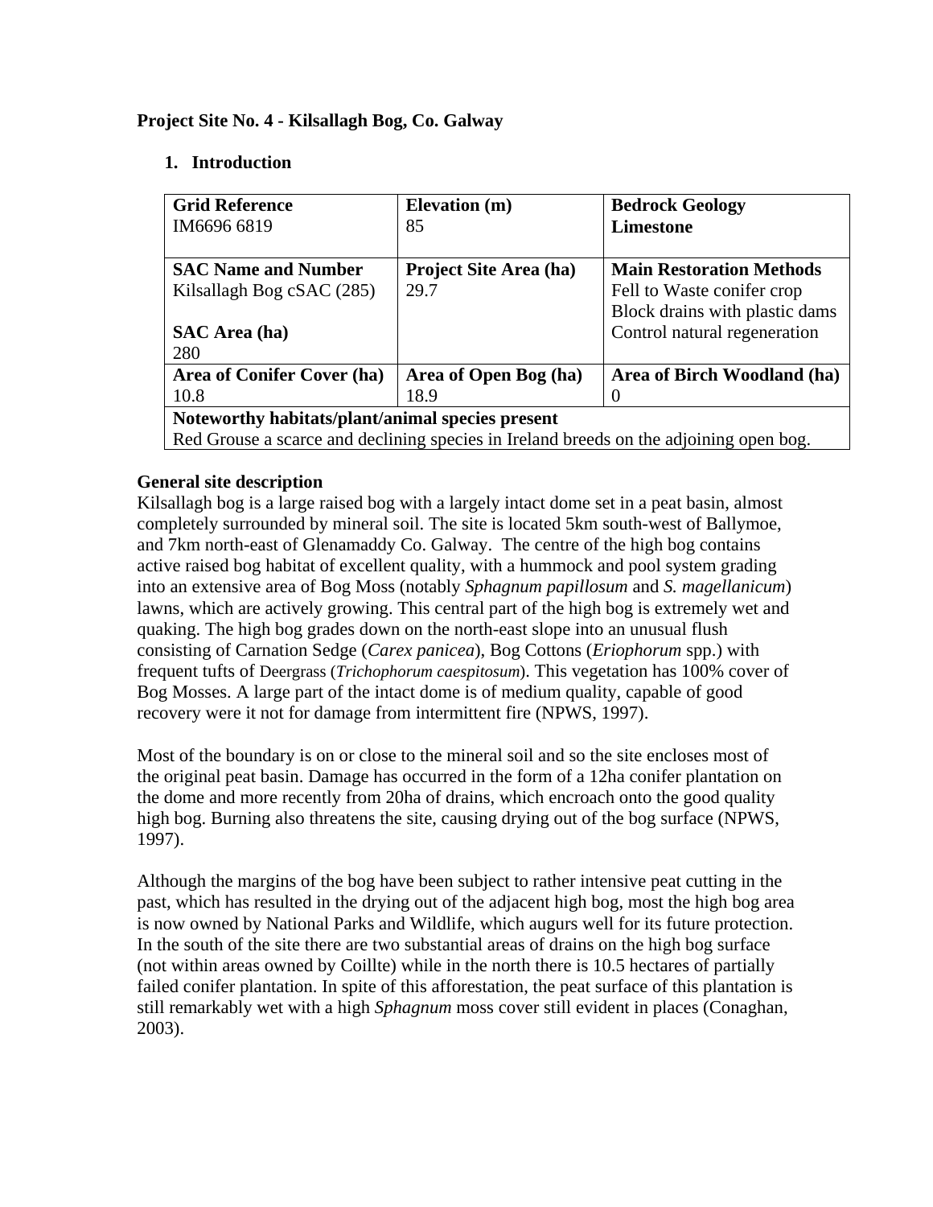**Project Site No. 4 - Kilsallagh Bog, Co. Galway**

**1. Introduction**

| **Grid Reference**<br>IM6696 6819 | **Elevation (m)**<br>85 | **Bedrock Geology**<br>**Limestone** |
|---|---|---|
| **SAC Name and Number**<br>Kilsallagh Bog cSAC (285)<br><br>**SAC Area (ha)**<br>280 | **Project Site Area (ha)**<br>29.7 | **Main Restoration Methods**<br>Fell to Waste conifer crop<br>Block drains with plastic dams<br>Control natural regeneration |
| **Area of Conifer Cover (ha)**<br>10.8 | **Area of Open Bog (ha)**<br>18.9 | **Area of Birch Woodland (ha)**<br>0 |
| **Noteworthy habitats/plant/animal species present**<br>Red Grouse a scarce and declining species in Ireland breeds on the adjoining open bog. | | |

**General site description**

Kilsallagh bog is a large raised bog with a largely intact dome set in a peat basin, almost completely surrounded by mineral soil. The site is located 5km south-west of Ballymoe, and 7km north-east of Glenamaddy Co. Galway. The centre of the high bog contains active raised bog habitat of excellent quality, with a hummock and pool system grading into an extensive area of Bog Moss (notably *Sphagnum papillosum* and *S. magellanicum*) lawns, which are actively growing. This central part of the high bog is extremely wet and quaking. The high bog grades down on the north-east slope into an unusual flush consisting of Carnation Sedge (*Carex panicea*), Bog Cottons (*Eriophorum* spp.) with frequent tufts of Deergrass (*Trichophorum caespitosum*). This vegetation has 100% cover of Bog Mosses. A large part of the intact dome is of medium quality, capable of good recovery were it not for damage from intermittent fire (NPWS, 1997).

Most of the boundary is on or close to the mineral soil and so the site encloses most of the original peat basin. Damage has occurred in the form of a 12ha conifer plantation on the dome and more recently from 20ha of drains, which encroach onto the good quality high bog. Burning also threatens the site, causing drying out of the bog surface (NPWS, 1997).

Although the margins of the bog have been subject to rather intensive peat cutting in the past, which has resulted in the drying out of the adjacent high bog, most the high bog area is now owned by National Parks and Wildlife, which augurs well for its future protection. In the south of the site there are two substantial areas of drains on the high bog surface (not within areas owned by Coillte) while in the north there is 10.5 hectares of partially failed conifer plantation. In spite of this afforestation, the peat surface of this plantation is still remarkably wet with a high *Sphagnum* moss cover still evident in places (Conaghan, 2003).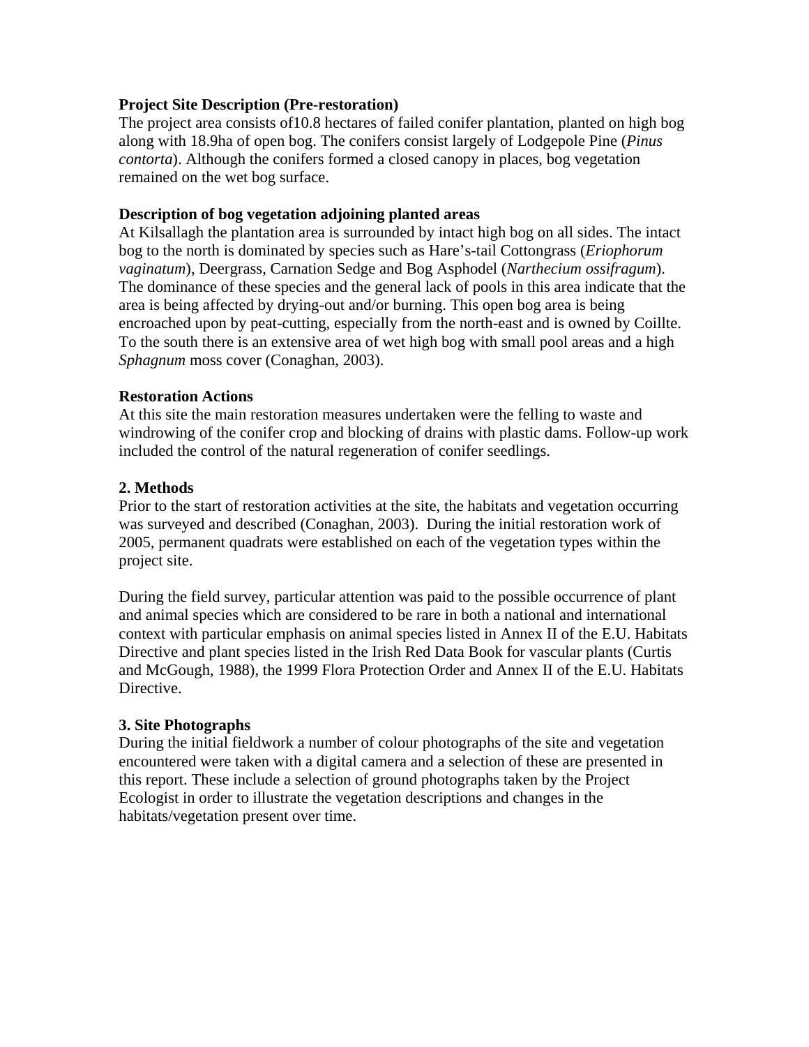**Project Site Description (Pre-restoration)**

The project area consists of10.8 hectares of failed conifer plantation, planted on high bog along with 18.9ha of open bog. The conifers consist largely of Lodgepole Pine (*Pinus contorta*). Although the conifers formed a closed canopy in places, bog vegetation remained on the wet bog surface.

**Description of bog vegetation adjoining planted areas**

At Kilsallagh the plantation area is surrounded by intact high bog on all sides. The intact bog to the north is dominated by species such as Hare's-tail Cottongrass (*Eriophorum vaginatum*), Deergrass, Carnation Sedge and Bog Asphodel (*Narthecium ossifragum*). The dominance of these species and the general lack of pools in this area indicate that the area is being affected by drying-out and/or burning. This open bog area is being encroached upon by peat-cutting, especially from the north-east and is owned by Coillte. To the south there is an extensive area of wet high bog with small pool areas and a high *Sphagnum* moss cover (Conaghan, 2003).

**Restoration Actions**

At this site the main restoration measures undertaken were the felling to waste and windrowing of the conifer crop and blocking of drains with plastic dams. Follow-up work included the control of the natural regeneration of conifer seedlings.

## 2. Methods

Prior to the start of restoration activities at the site, the habitats and vegetation occurring was surveyed and described (Conaghan, 2003). During the initial restoration work of 2005, permanent quadrats were established on each of the vegetation types within the project site.

During the field survey, particular attention was paid to the possible occurrence of plant and animal species which are considered to be rare in both a national and international context with particular emphasis on animal species listed in Annex II of the E.U. Habitats Directive and plant species listed in the Irish Red Data Book for vascular plants (Curtis and McGough, 1988), the 1999 Flora Protection Order and Annex II of the E.U. Habitats Directive.

## 3. Site Photographs

During the initial fieldwork a number of colour photographs of the site and vegetation encountered were taken with a digital camera and a selection of these are presented in this report. These include a selection of ground photographs taken by the Project Ecologist in order to illustrate the vegetation descriptions and changes in the habitats/vegetation present over time.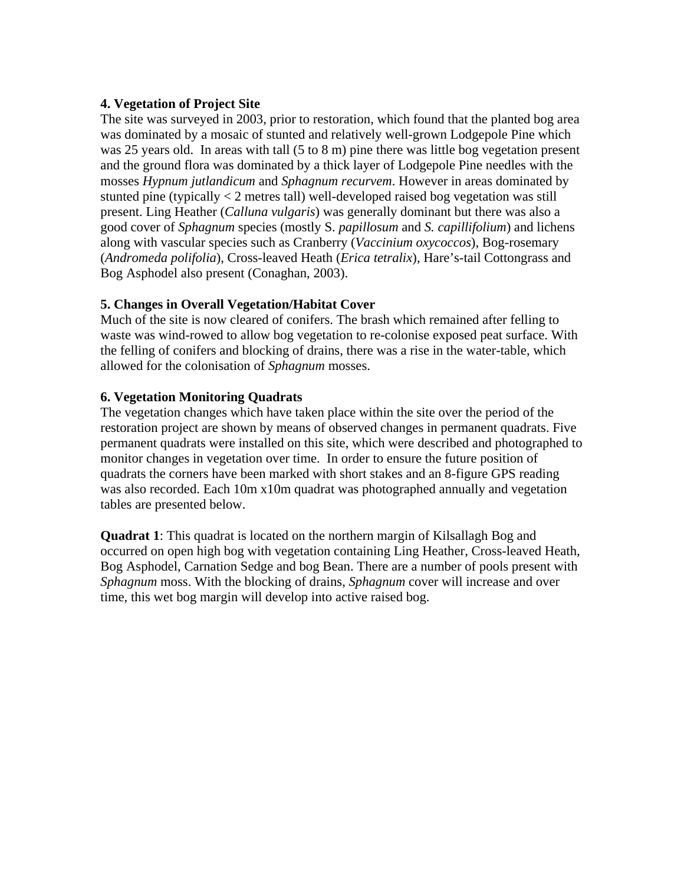**4. Vegetation of Project Site**

The site was surveyed in 2003, prior to restoration, which found that the planted bog area was dominated by a mosaic of stunted and relatively well-grown Lodgepole Pine which was 25 years old.  In areas with tall (5 to 8 m) pine there was little bog vegetation present and the ground flora was dominated by a thick layer of Lodgepole Pine needles with the mosses *Hypnum jutlandicum* and *Sphagnum recurvem*. However in areas dominated by stunted pine (typically < 2 metres tall) well-developed raised bog vegetation was still present. Ling Heather (*Calluna vulgaris*) was generally dominant but there was also a good cover of *Sphagnum* species (mostly S. *papillosum* and *S. capillifolium*) and lichens along with vascular species such as Cranberry (*Vaccinium oxycoccos*), Bog-rosemary (*Andromeda polifolia*), Cross-leaved Heath (*Erica tetralix*), Hare's-tail Cottongrass and Bog Asphodel also present (Conaghan, 2003).

**5. Changes in Overall Vegetation/Habitat Cover**

Much of the site is now cleared of conifers. The brash which remained after felling to waste was wind-rowed to allow bog vegetation to re-colonise exposed peat surface. With the felling of conifers and blocking of drains, there was a rise in the water-table, which allowed for the colonisation of *Sphagnum* mosses.

**6. Vegetation Monitoring Quadrats**

The vegetation changes which have taken place within the site over the period of the restoration project are shown by means of observed changes in permanent quadrats. Five permanent quadrats were installed on this site, which were described and photographed to monitor changes in vegetation over time.  In order to ensure the future position of quadrats the corners have been marked with short stakes and an 8-figure GPS reading was also recorded. Each 10m x10m quadrat was photographed annually and vegetation tables are presented below.

**Quadrat 1**: This quadrat is located on the northern margin of Kilsallagh Bog and occurred on open high bog with vegetation containing Ling Heather, Cross-leaved Heath, Bog Asphodel, Carnation Sedge and bog Bean. There are a number of pools present with *Sphagnum* moss. With the blocking of drains, *Sphagnum* cover will increase and over time, this wet bog margin will develop into active raised bog.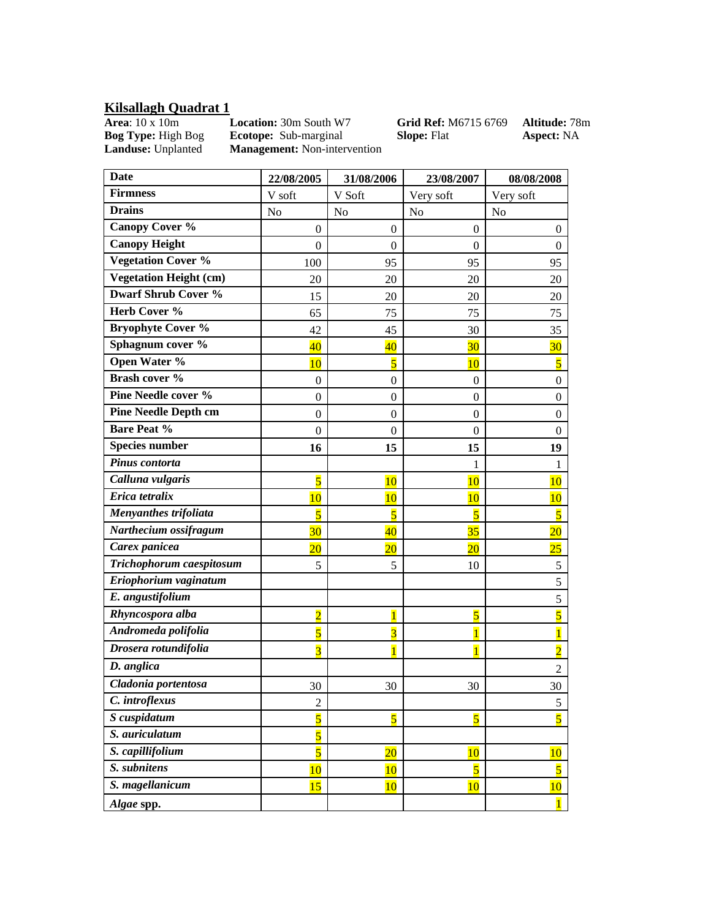## Kilsallagh Quadrat 1

**Area**: 10 x 10m **Location:** 30m South W7 **Grid Ref:** M6715 6769 **Altitude:** 78m
**Bog Type:** High Bog **Ecotope:** Sub-marginal **Slope:** Flat **Aspect:** NA
**Landuse:** Unplanted **Management:** Non-intervention

| **Date** | **22/08/2005** | **31/08/2006** | **23/08/2007** | **08/08/2008** |
|---|---|---|---|---|
| **Firmness** | V soft | V Soft | Very soft | Very soft |
| **Drains** | No | No | No | No |
| **Canopy Cover %** | 0 | 0 | 0 | 0 |
| **Canopy Height** | 0 | 0 | 0 | 0 |
| **Vegetation Cover %** | 100 | 95 | 95 | 95 |
| **Vegetation Height (cm)** | 20 | 20 | 20 | 20 |
| **Dwarf Shrub Cover %** | 15 | 20 | 20 | 20 |
| **Herb Cover %** | 65 | 75 | 75 | 75 |
| **Bryophyte Cover %** | 42 | 45 | 30 | 35 |
| **Sphagnum cover %** | 40 | 40 | 30 | 30 |
| **Open Water %** | 10 | 5 | 10 | 5 |
| **Brash cover %** | 0 | 0 | 0 | 0 |
| **Pine Needle cover %** | 0 | 0 | 0 | 0 |
| **Pine Needle Depth cm** | 0 | 0 | 0 | 0 |
| **Bare Peat %** | 0 | 0 | 0 | 0 |
| **Species number** | **16** | **15** | **15** | **19** |
| ***Pinus contorta*** | | | 1 | 1 |
| ***Calluna vulgaris*** | 5 | 10 | 10 | 10 |
| ***Erica tetralix*** | 10 | 10 | 10 | 10 |
| ***Menyanthes trifoliata*** | 5 | 5 | 5 | 5 |
| ***Narthecium ossifragum*** | 30 | 40 | 35 | 20 |
| ***Carex panicea*** | 20 | 20 | 20 | 25 |
| ***Trichophorum caespitosum*** | 5 | 5 | 10 | 5 |
| ***Eriophorium vaginatum*** | | | | 5 |
| ***E. angustifolium*** | | | | 5 |
| ***Rhyncospora alba*** | 2 | 1 | 5 | 5 |
| ***Andromeda polifolia*** | 5 | 3 | 1 | 1 |
| ***Drosera rotundifolia*** | 3 | 1 | 1 | 2 |
| ***D. anglica*** | | | | 2 |
| ***Cladonia portentosa*** | 30 | 30 | 30 | 30 |
| ***C. introflexus*** | 2 | | | 5 |
| ***S cuspidatum*** | 5 | 5 | 5 | 5 |
| ***S. auriculatum*** | 5 | | | |
| ***S. capillifolium*** | 5 | 20 | 10 | 10 |
| ***S. subnitens*** | 10 | 10 | 5 | 5 |
| ***S. magellanicum*** | 15 | 10 | 10 | 10 |
| ***Algae* spp.** | | | | 1 |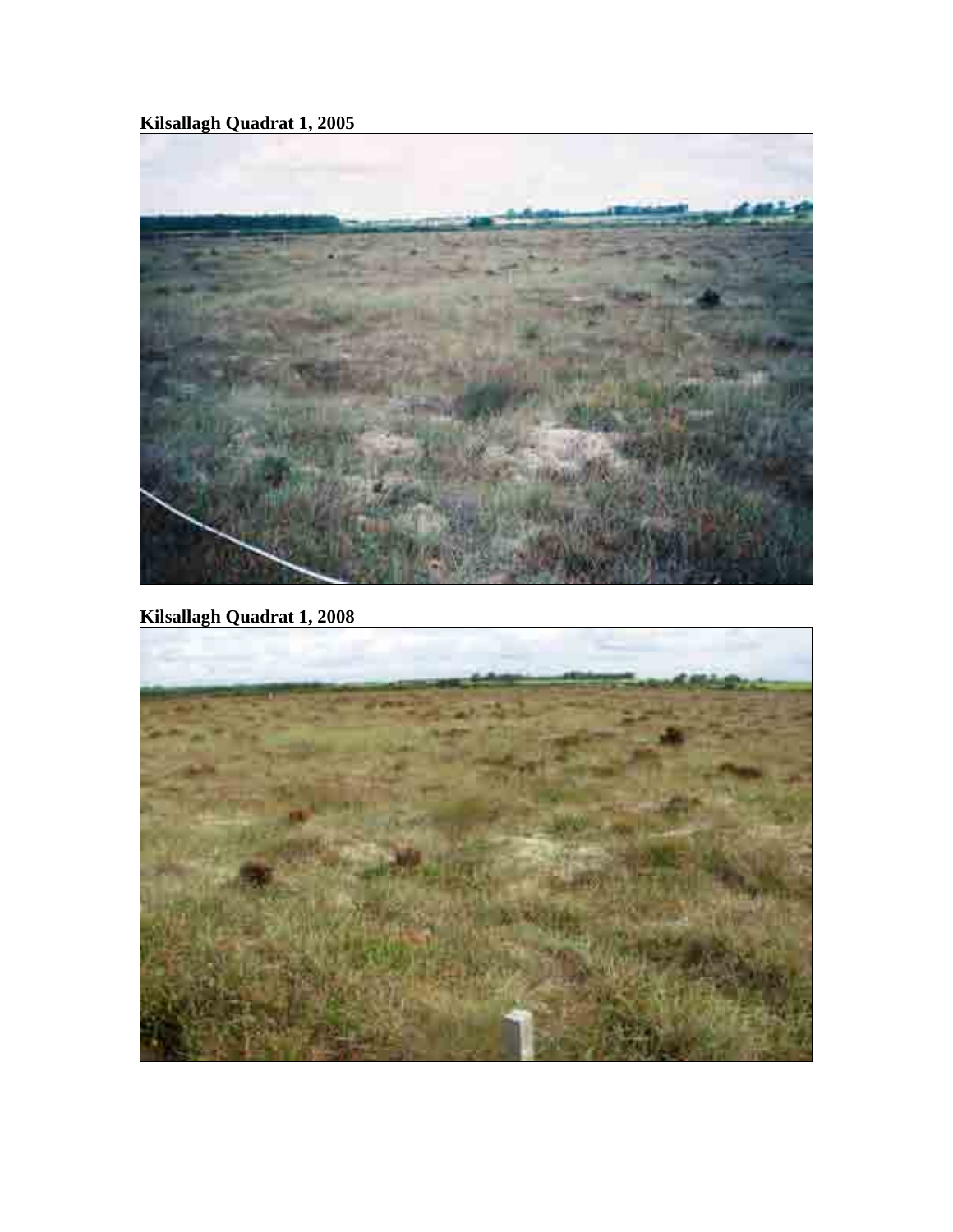**Kilsallagh Quadrat 1, 2005**

**Kilsallagh Quadrat 1, 2008**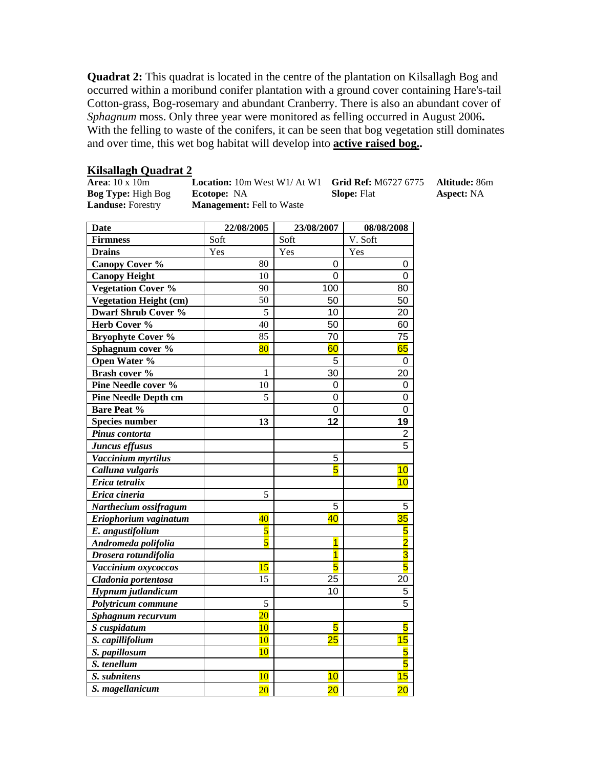**Quadrat 2:** This quadrat is located in the centre of the plantation on Kilsallagh Bog and occurred within a moribund conifer plantation with a ground cover containing Hare's-tail Cotton-grass, Bog-rosemary and abundant Cranberry. There is also an abundant cover of *Sphagnum* moss. Only three year were monitored as felling occurred in August 2006**.** With the felling to waste of the conifers, it can be seen that bog vegetation still dominates and over time, this wet bog habitat will develop into **active raised bog.**.

## Kilsallagh Quadrat 2

| | | | |
|---|---|---|---|
| **Area**: 10 x 10m | **Location:** 10m West W1/ At W1 | **Grid Ref:** M6727 6775 | **Altitude:** 86m |
| **Bog Type:** High Bog | **Ecotope:** NA | **Slope:** Flat | **Aspect:** NA |
| **Landuse:** Forestry | **Management:** Fell to Waste | | |

| **Date** | **22/08/2005** | **23/08/2007** | **08/08/2008** |
|---|---|---|---|
| **Firmness** | Soft | Soft | V. Soft |
| **Drains** | Yes | Yes | Yes |
| **Canopy Cover %** | 80 | 0 | 0 |
| **Canopy Height** | 10 | 0 | 0 |
| **Vegetation Cover %** | 90 | 100 | 80 |
| **Vegetation Height (cm)** | 50 | 50 | 50 |
| **Dwarf Shrub Cover %** | 5 | 10 | 20 |
| **Herb Cover %** | 40 | 50 | 60 |
| **Bryophyte Cover %** | 85 | 70 | 75 |
| **Sphagnum cover %** | 80 | 60 | 65 |
| **Open Water %** | | 5 | 0 |
| **Brash cover %** | 1 | 30 | 20 |
| **Pine Needle cover %** | 10 | 0 | 0 |
| **Pine Needle Depth cm** | 5 | 0 | 0 |
| **Bare Peat %** | | 0 | 0 |
| **Species number** | **13** | **12** | **19** |
| ***Pinus contorta*** | | | 2 |
| ***Juncus effusus*** | | | 5 |
| ***Vaccinium myrtilus*** | | 5 | |
| ***Calluna vulgaris*** | | 5 | 10 |
| ***Erica tetralix*** | | | 10 |
| ***Erica cineria*** | 5 | | |
| ***Narthecium ossifragum*** | | 5 | 5 |
| ***Eriophorium vaginatum*** | 40 | 40 | 35 |
| ***E. angustifolium*** | 5 | | 5 |
| ***Andromeda polifolia*** | 5 | 1 | 2 |
| ***Drosera rotundifolia*** | | 1 | 3 |
| ***Vaccinium oxycoccos*** | 15 | 5 | 5 |
| ***Cladonia portentosa*** | 15 | 25 | 20 |
| ***Hypnum jutlandicum*** | | 10 | 5 |
| ***Polytricum commune*** | 5 | | 5 |
| ***Sphagnum recurvum*** | 20 | | |
| ***S cuspidatum*** | 10 | 5 | 5 |
| ***S. capillifolium*** | 10 | 25 | 15 |
| ***S. papillosum*** | 10 | | 5 |
| ***S. tenellum*** | | | 5 |
| ***S. subnitens*** | 10 | 10 | 15 |
| ***S. magellanicum*** | 20 | 20 | 20 |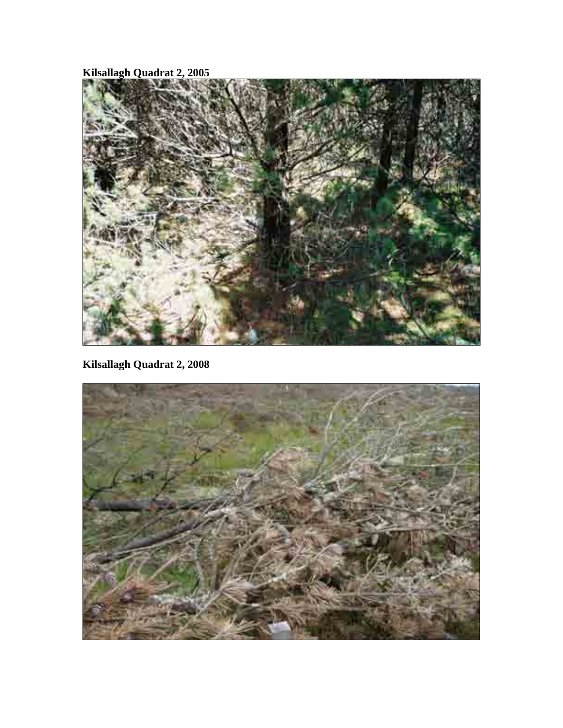**Kilsallagh Quadrat 2, 2005**

**Kilsallagh Quadrat 2, 2008**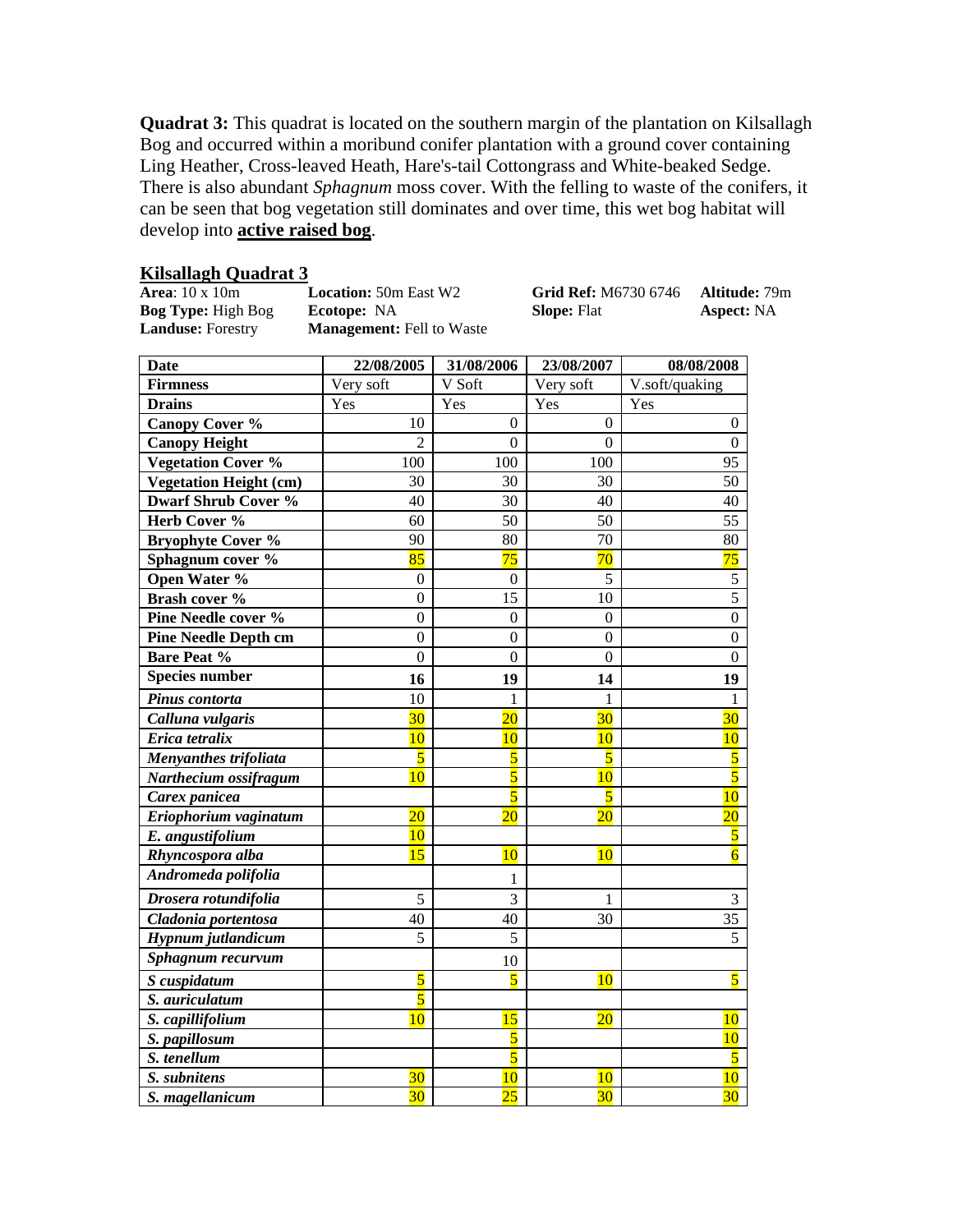**Quadrat 3:** This quadrat is located on the southern margin of the plantation on Kilsallagh Bog and occurred within a moribund conifer plantation with a ground cover containing Ling Heather, Cross-leaved Heath, Hare's-tail Cottongrass and White-beaked Sedge. There is also abundant *Sphagnum* moss cover. With the felling to waste of the conifers, it can be seen that bog vegetation still dominates and over time, this wet bog habitat will develop into **active raised bog**.

## Kilsallagh Quadrat 3

**Area**: 10 x 10m | **Location:** 50m East W2 | **Grid Ref:** M6730 6746 | **Altitude:** 79m
**Bog Type:** High Bog | **Ecotope:** NA | **Slope:** Flat | **Aspect:** NA
**Landuse:** Forestry | **Management:** Fell to Waste

| Date | 22/08/2005 | 31/08/2006 | 23/08/2007 | 08/08/2008 |
|---|---|---|---|---|
| **Firmness** | Very soft | V Soft | Very soft | V.soft/quaking |
| **Drains** | Yes | Yes | Yes | Yes |
| **Canopy Cover %** | 10 | 0 | 0 | 0 |
| **Canopy Height** | 2 | 0 | 0 | 0 |
| **Vegetation Cover %** | 100 | 100 | 100 | 95 |
| **Vegetation Height (cm)** | 30 | 30 | 30 | 50 |
| **Dwarf Shrub Cover %** | 40 | 30 | 40 | 40 |
| **Herb Cover %** | 60 | 50 | 50 | 55 |
| **Bryophyte Cover %** | 90 | 80 | 70 | 80 |
| **Sphagnum cover %** | 85 | 75 | 70 | 75 |
| **Open Water %** | 0 | 0 | 5 | 5 |
| **Brash cover %** | 0 | 15 | 10 | 5 |
| **Pine Needle cover %** | 0 | 0 | 0 | 0 |
| **Pine Needle Depth cm** | 0 | 0 | 0 | 0 |
| **Bare Peat %** | 0 | 0 | 0 | 0 |
| **Species number** | **16** | **19** | **14** | **19** |
| ***Pinus contorta*** | 10 | 1 | 1 | 1 |
| ***Calluna vulgaris*** | 30 | 20 | 30 | 30 |
| ***Erica tetralix*** | 10 | 10 | 10 | 10 |
| ***Menyanthes trifoliata*** | 5 | 5 | 5 | 5 |
| ***Narthecium ossifragum*** | 10 | 5 | 10 | 5 |
| ***Carex panicea*** | | 5 | 5 | 10 |
| ***Eriophorium vaginatum*** | 20 | 20 | 20 | 20 |
| ***E. angustifolium*** | 10 | | | 5 |
| ***Rhyncospora alba*** | 15 | 10 | 10 | 6 |
| ***Andromeda polifolia*** | | 1 | | |
| ***Drosera rotundifolia*** | 5 | 3 | 1 | 3 |
| ***Cladonia portentosa*** | 40 | 40 | 30 | 35 |
| ***Hypnum jutlandicum*** | 5 | 5 | | 5 |
| ***Sphagnum recurvum*** | | 10 | | |
| ***S cuspidatum*** | 5 | 5 | 10 | 5 |
| ***S. auriculatum*** | 5 | | | |
| ***S. capillifolium*** | 10 | 15 | 20 | 10 |
| ***S. papillosum*** | | 5 | | 10 |
| ***S. tenellum*** | | 5 | | 5 |
| ***S. subnitens*** | 30 | 10 | 10 | 10 |
| ***S. magellanicum*** | 30 | 25 | 30 | 30 |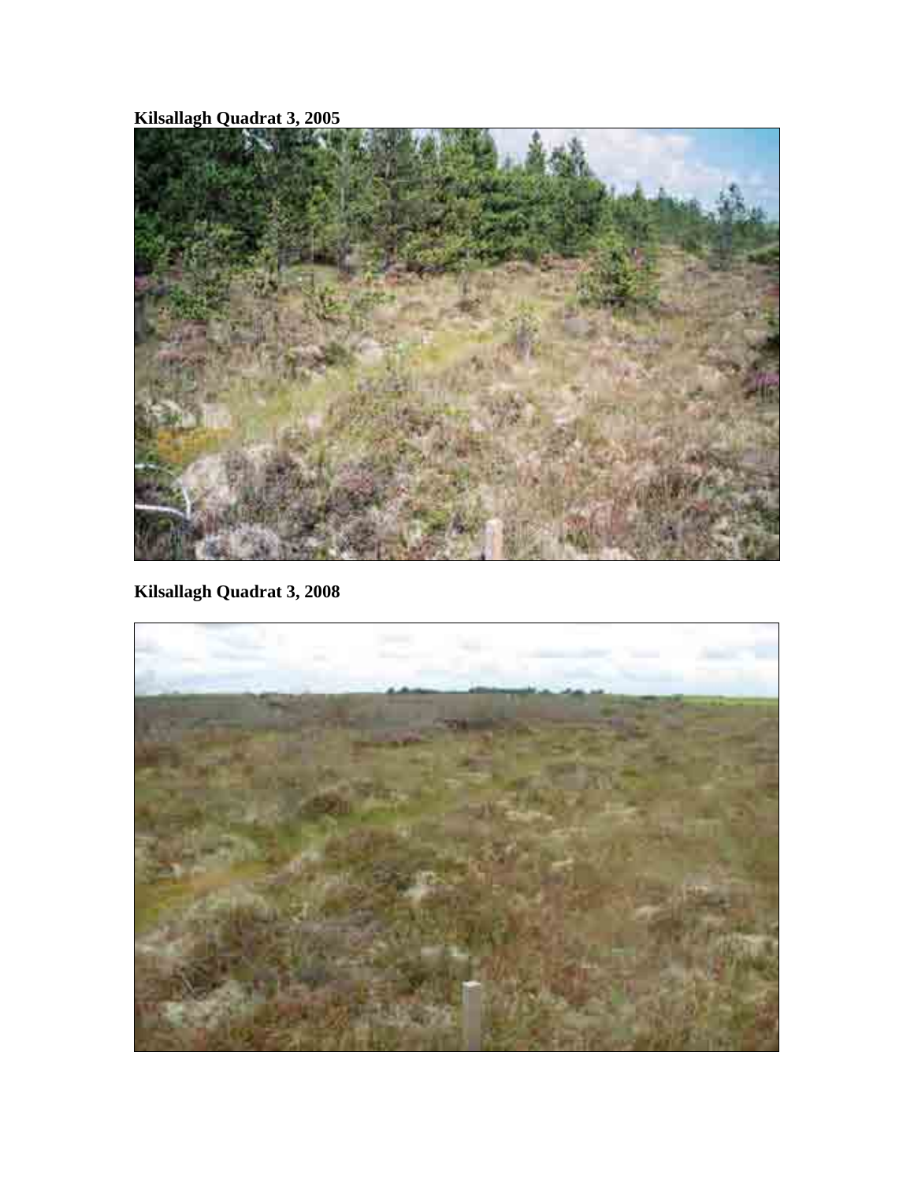**Kilsallagh Quadrat 3, 2005**

**Kilsallagh Quadrat 3, 2008**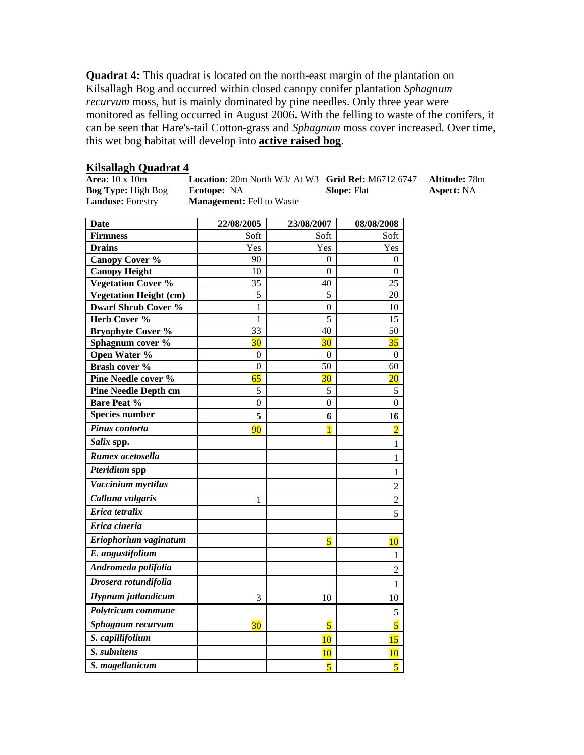**Quadrat 4:** This quadrat is located on the north-east margin of the plantation on Kilsallagh Bog and occurred within closed canopy conifer plantation *Sphagnum recurvum* moss, but is mainly dominated by pine needles. Only three year were monitored as felling occurred in August 2006**.** With the felling to waste of the conifers, it can be seen that Hare's-tail Cotton-grass and *Sphagnum* moss cover increased. Over time, this wet bog habitat will develop into **active raised bog**.

## Kilsallagh Quadrat 4

**Area**: 10 x 10m — **Location:** 20m North W3/ At W3 — **Grid Ref:** M6712 6747 — **Altitude:** 78m

**Bog Type:** High Bog — **Ecotope:** NA — **Slope:** Flat — **Aspect:** NA

**Landuse:** Forestry — **Management:** Fell to Waste

| Date | 22/08/2005 | 23/08/2007 | 08/08/2008 |
|---|---|---|---|
| **Firmness** | Soft | Soft | Soft |
| **Drains** | Yes | Yes | Yes |
| **Canopy Cover %** | 90 | 0 | 0 |
| **Canopy Height** | 10 | 0 | 0 |
| **Vegetation Cover %** | 35 | 40 | 25 |
| **Vegetation Height (cm)** | 5 | 5 | 20 |
| **Dwarf Shrub Cover %** | 1 | 0 | 10 |
| **Herb Cover %** | 1 | 5 | 15 |
| **Bryophyte Cover %** | 33 | 40 | 50 |
| **Sphagnum cover %** | 30 | 30 | 35 |
| **Open Water %** | 0 | 0 | 0 |
| **Brash cover %** | 0 | 50 | 60 |
| **Pine Needle cover %** | 65 | 30 | 20 |
| **Pine Needle Depth cm** | 5 | 5 | 5 |
| **Bare Peat %** | 0 | 0 | 0 |
| **Species number** | **5** | **6** | **16** |
| ***Pinus contorta*** | 90 | 1 | 2 |
| ***Salix* spp.** | | | 1 |
| ***Rumex acetosella*** | | | 1 |
| ***Pteridium* spp** | | | 1 |
| ***Vaccinium myrtilus*** | | | 2 |
| ***Calluna vulgaris*** | 1 | | 2 |
| ***Erica tetralix*** | | | 5 |
| ***Erica cineria*** | | | |
| ***Eriophorium vaginatum*** | | 5 | 10 |
| ***E. angustifolium*** | | | 1 |
| ***Andromeda polifolia*** | | | 2 |
| ***Drosera rotundifolia*** | | | 1 |
| ***Hypnum jutlandicum*** | 3 | 10 | 10 |
| ***Polytricum commune*** | | | 5 |
| ***Sphagnum recurvum*** | 30 | 5 | 5 |
| ***S. capillifolium*** | | 10 | 15 |
| ***S. subnitens*** | | 10 | 10 |
| ***S. magellanicum*** | | 5 | 5 |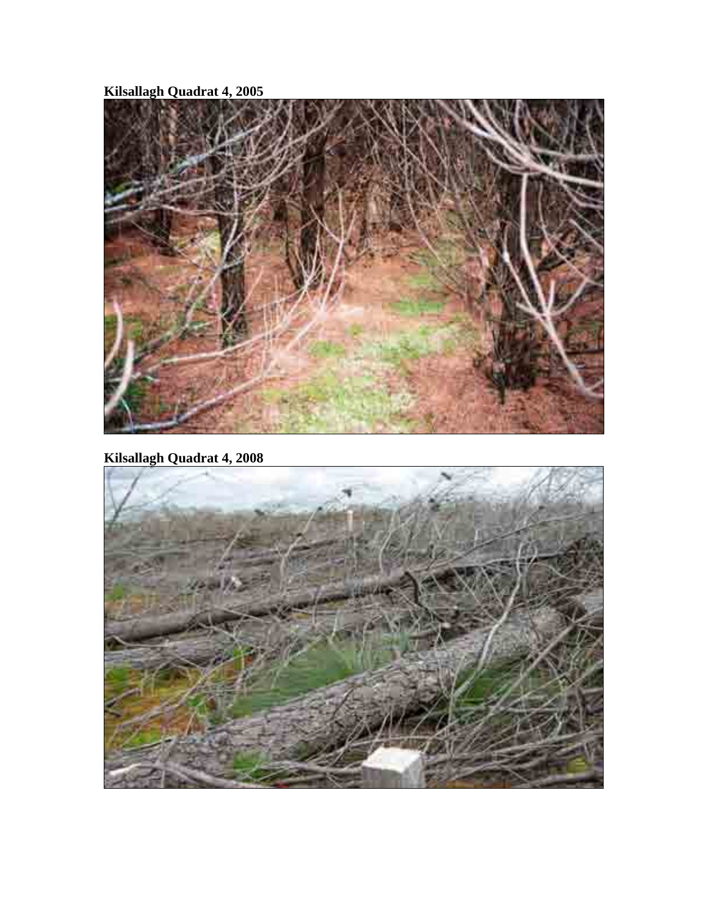**Kilsallagh Quadrat 4, 2005**

**Kilsallagh Quadrat 4, 2008**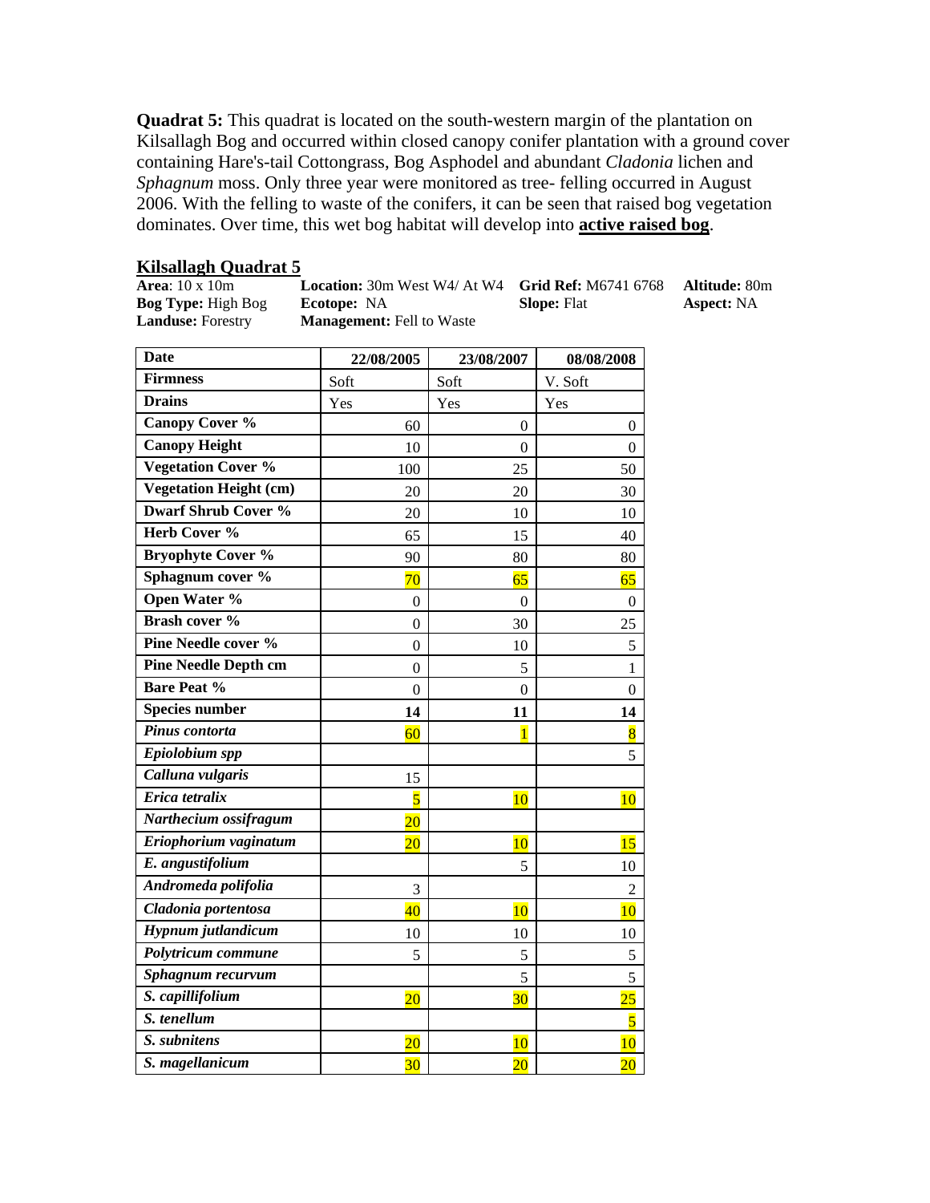**Quadrat 5:** This quadrat is located on the south-western margin of the plantation on Kilsallagh Bog and occurred within closed canopy conifer plantation with a ground cover containing Hare's-tail Cottongrass, Bog Asphodel and abundant *Cladonia* lichen and *Sphagnum* moss. Only three year were monitored as tree- felling occurred in August 2006. With the felling to waste of the conifers, it can be seen that raised bog vegetation dominates. Over time, this wet bog habitat will develop into **active raised bog**.

## Kilsallagh Quadrat 5

**Area**: 10 x 10m | **Location:** 30m West W4/ At W4 | **Grid Ref:** M6741 6768 | **Altitude:** 80m
**Bog Type:** High Bog | **Ecotope:** NA | **Slope:** Flat | **Aspect:** NA
**Landuse:** Forestry | **Management:** Fell to Waste

| Date | 22/08/2005 | 23/08/2007 | 08/08/2008 |
|---|---|---|---|
| **Firmness** | Soft | Soft | V. Soft |
| **Drains** | Yes | Yes | Yes |
| **Canopy Cover %** | 60 | 0 | 0 |
| **Canopy Height** | 10 | 0 | 0 |
| **Vegetation Cover %** | 100 | 25 | 50 |
| **Vegetation Height (cm)** | 20 | 20 | 30 |
| **Dwarf Shrub Cover %** | 20 | 10 | 10 |
| **Herb Cover %** | 65 | 15 | 40 |
| **Bryophyte Cover %** | 90 | 80 | 80 |
| **Sphagnum cover %** | 70 | 65 | 65 |
| **Open Water %** | 0 | 0 | 0 |
| **Brash cover %** | 0 | 30 | 25 |
| **Pine Needle cover %** | 0 | 10 | 5 |
| **Pine Needle Depth cm** | 0 | 5 | 1 |
| **Bare Peat %** | 0 | 0 | 0 |
| **Species number** | **14** | **11** | **14** |
| ***Pinus contorta*** | 60 | 1 | 8 |
| ***Epiolobium spp*** | | | 5 |
| ***Calluna vulgaris*** | 15 | | |
| ***Erica tetralix*** | 5 | 10 | 10 |
| ***Narthecium ossifragum*** | 20 | | |
| ***Eriophorium vaginatum*** | 20 | 10 | 15 |
| ***E. angustifolium*** | | 5 | 10 |
| ***Andromeda polifolia*** | 3 | | 2 |
| ***Cladonia portentosa*** | 40 | 10 | 10 |
| ***Hypnum jutlandicum*** | 10 | 10 | 10 |
| ***Polytricum commune*** | 5 | 5 | 5 |
| ***Sphagnum recurvum*** | | 5 | 5 |
| ***S. capillifolium*** | 20 | 30 | 25 |
| ***S. tenellum*** | | | 5 |
| ***S. subnitens*** | 20 | 10 | 10 |
| ***S. magellanicum*** | 30 | 20 | 20 |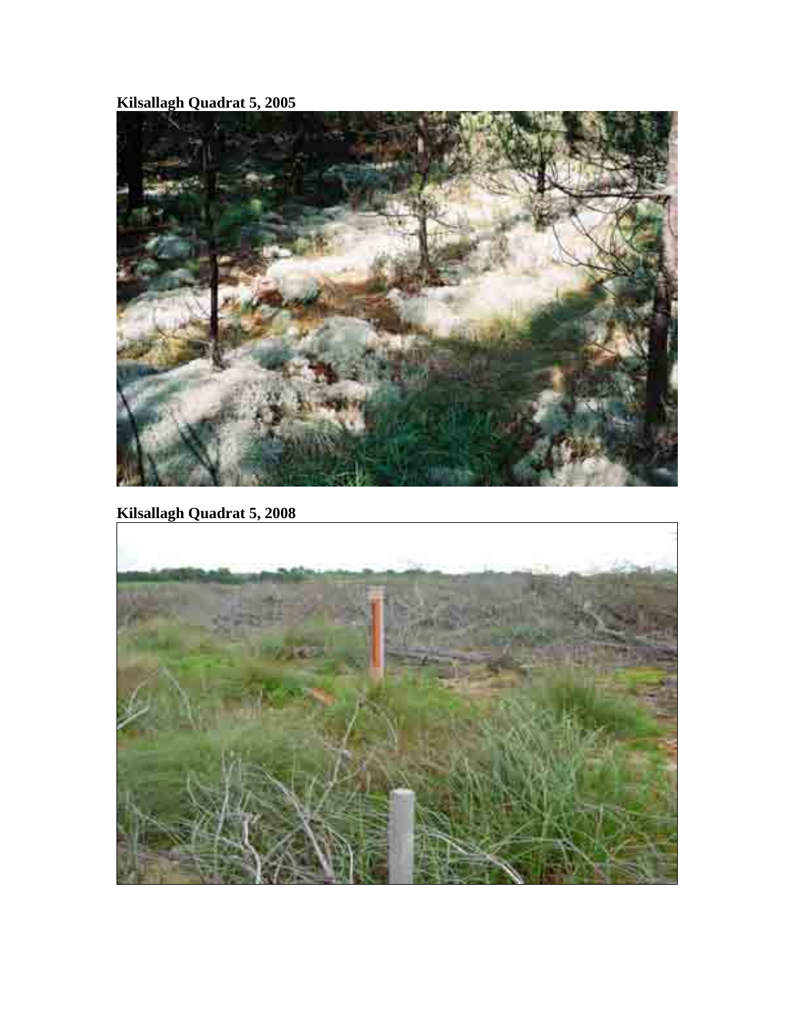**Kilsallagh Quadrat 5, 2005**

**Kilsallagh Quadrat 5, 2008**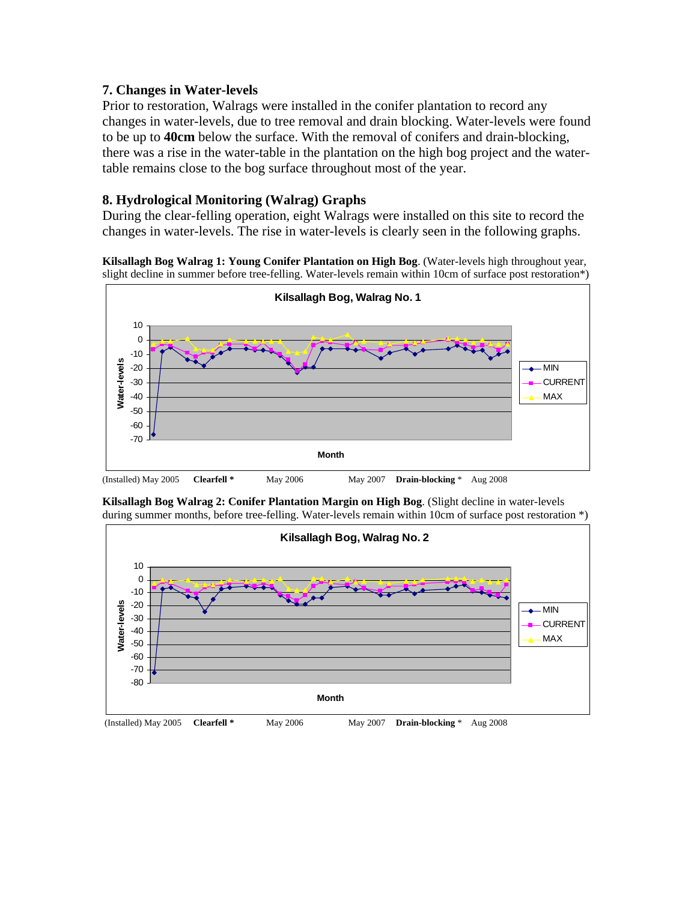## 7. Changes in Water-levels

Prior to restoration, Walrags were installed in the conifer plantation to record any changes in water-levels, due to tree removal and drain blocking. Water-levels were found to be up to **40cm** below the surface. With the removal of conifers and drain-blocking, there was a rise in the water-table in the plantation on the high bog project and the water-table remains close to the bog surface throughout most of the year.

## 8. Hydrological Monitoring (Walrag) Graphs

During the clear-felling operation, eight Walrags were installed on this site to record the changes in water-levels. The rise in water-levels is clearly seen in the following graphs.

**Kilsallagh Bog Walrag 1: Young Conifer Plantation on High Bog**. (Water-levels high throughout year, slight decline in summer before tree-felling. Water-levels remain within 10cm of surface post restoration*)

(Installed) May 2005 **Clearfell *** May 2006 May 2007 **Drain-blocking** * Aug 2008

**Kilsallagh Bog Walrag 2: Conifer Plantation Margin on High Bog**. (Slight decline in water-levels during summer months, before tree-felling. Water-levels remain within 10cm of surface post restoration *)

(Installed) May 2005 **Clearfell *** May 2006 May 2007 **Drain-blocking** * Aug 2008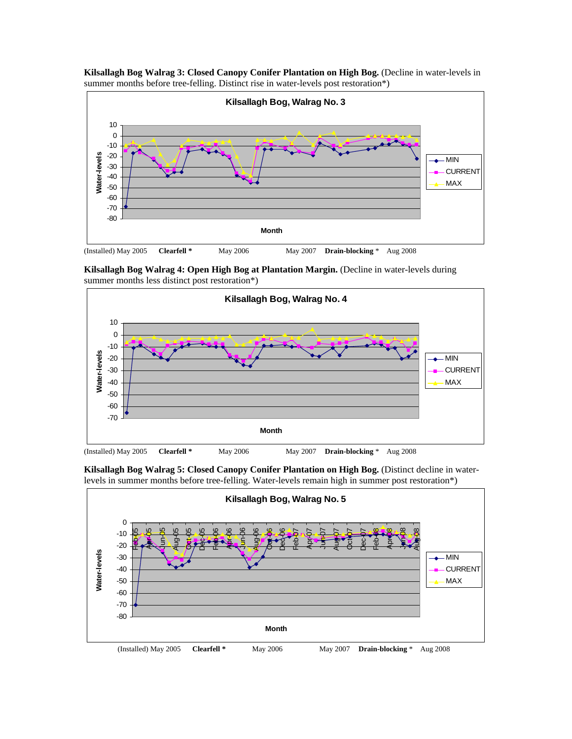**Kilsallagh Bog Walrag 3: Closed Canopy Conifer Plantation on High Bog.** (Decline in water-levels in summer months before tree-felling. Distinct rise in water-levels post restoration*)

Kilsallagh Bog, Walrag No. 3

(Installed) May 2005 **Clearfell *** May 2006 May 2007 **Drain-blocking** * Aug 2008

**Kilsallagh Bog Walrag 4: Open High Bog at Plantation Margin.** (Decline in water-levels during summer months less distinct post restoration*)

Kilsallagh Bog, Walrag No. 4

(Installed) May 2005 **Clearfell *** May 2006 May 2007 **Drain-blocking** * Aug 2008

**Kilsallagh Bog Walrag 5: Closed Canopy Conifer Plantation on High Bog.** (Distinct decline in water-levels in summer months before tree-felling. Water-levels remain high in summer post restoration*)

Kilsallagh Bog, Walrag No. 5

(Installed) May 2005 **Clearfell *** May 2006 May 2007 **Drain-blocking** * Aug 2008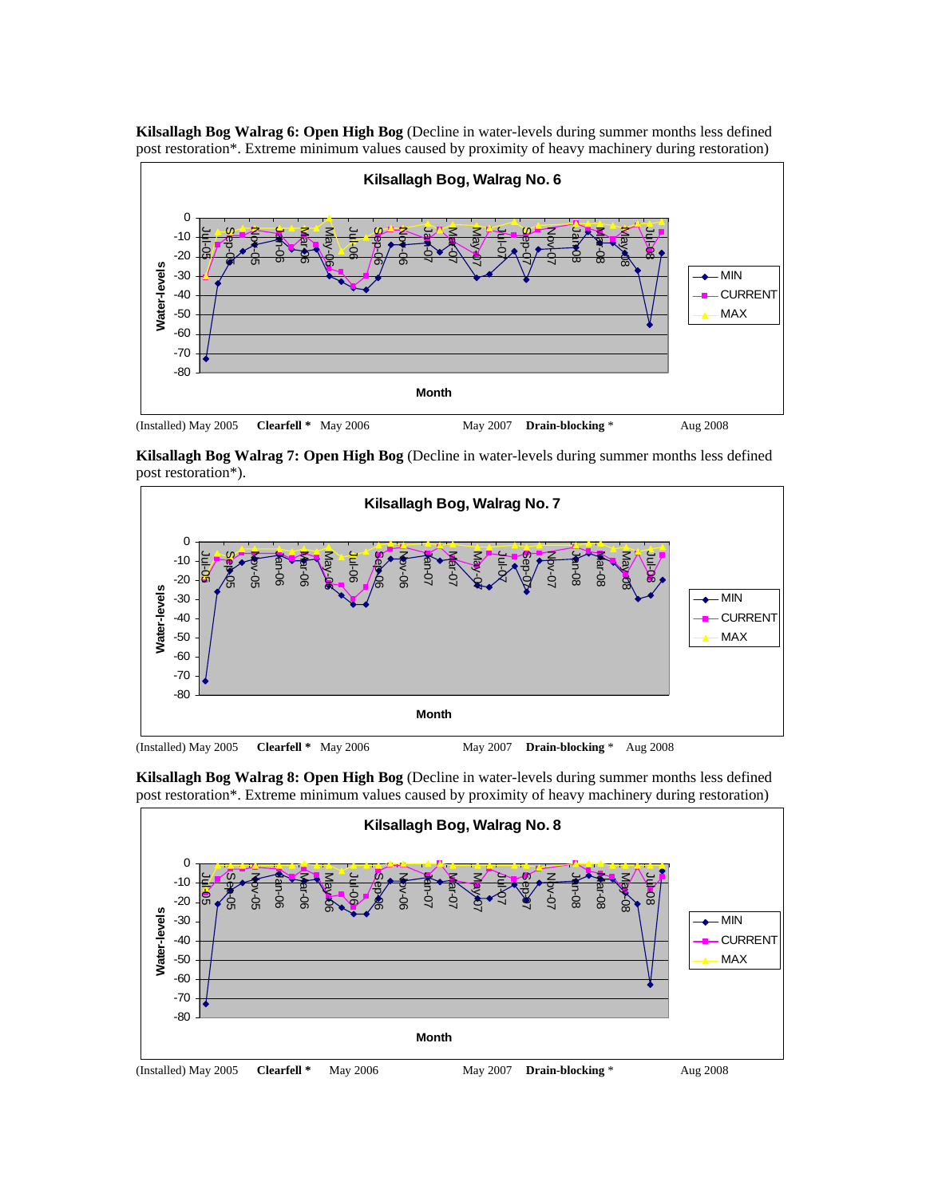**Kilsallagh Bog Walrag 6: Open High Bog** (Decline in water-levels during summer months less defined post restoration*. Extreme minimum values caused by proximity of heavy machinery during restoration)

(Installed) May 2005 **Clearfell *** May 2006 May 2007 **Drain-blocking** * Aug 2008

**Kilsallagh Bog Walrag 7: Open High Bog** (Decline in water-levels during summer months less defined post restoration*).

(Installed) May 2005 **Clearfell *** May 2006 May 2007 **Drain-blocking** * Aug 2008

**Kilsallagh Bog Walrag 8: Open High Bog** (Decline in water-levels during summer months less defined post restoration*. Extreme minimum values caused by proximity of heavy machinery during restoration)

(Installed) May 2005 **Clearfell *** May 2006 May 2007 **Drain-blocking** * Aug 2008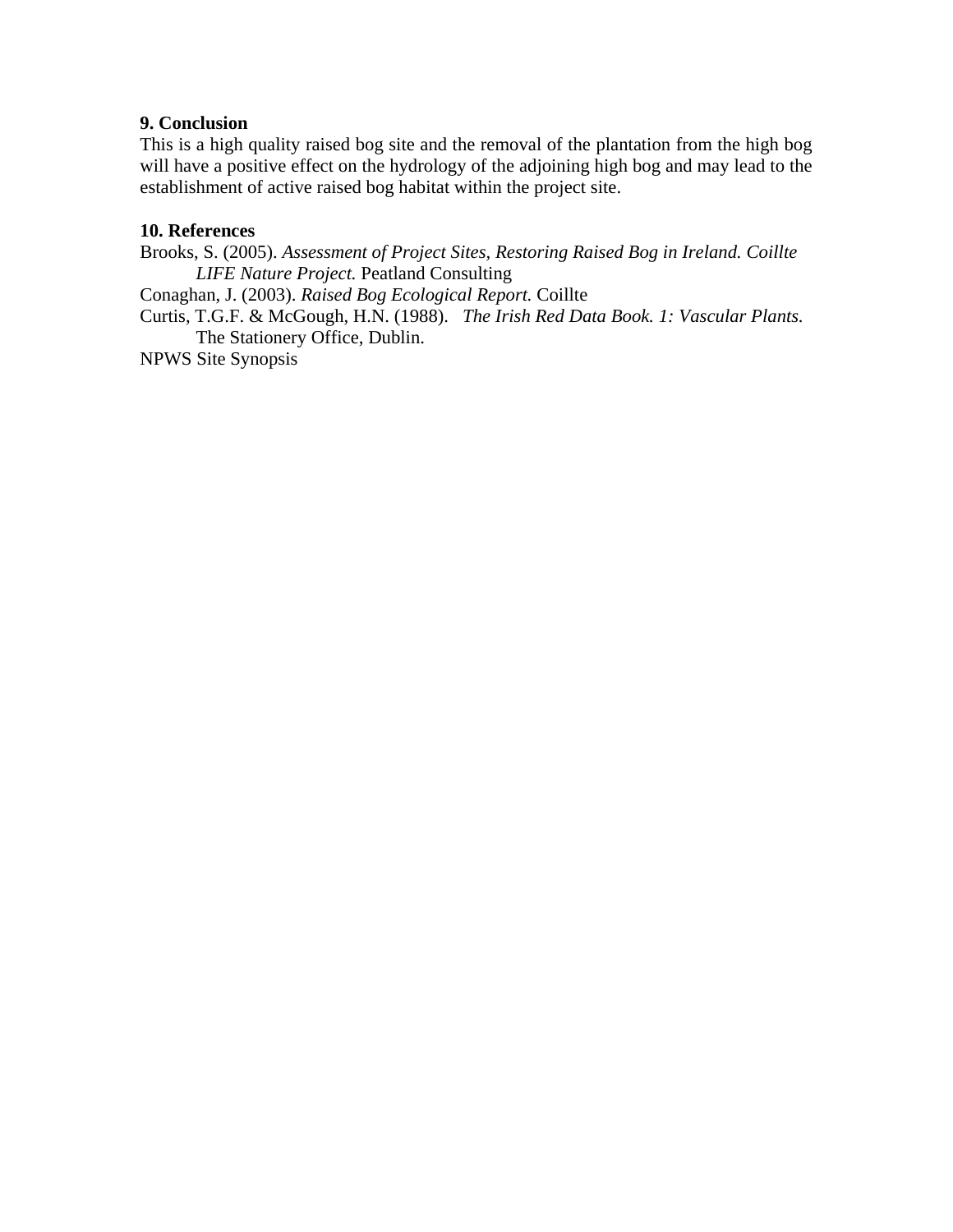## 9. Conclusion

This is a high quality raised bog site and the removal of the plantation from the high bog will have a positive effect on the hydrology of the adjoining high bog and may lead to the establishment of active raised bog habitat within the project site.

## 10. References

Brooks, S. (2005). *Assessment of Project Sites, Restoring Raised Bog in Ireland. Coillte LIFE Nature Project.* Peatland Consulting

Conaghan, J. (2003). *Raised Bog Ecological Report.* Coillte

Curtis, T.G.F. & McGough, H.N. (1988). *The Irish Red Data Book. 1: Vascular Plants.* The Stationery Office, Dublin.

NPWS Site Synopsis